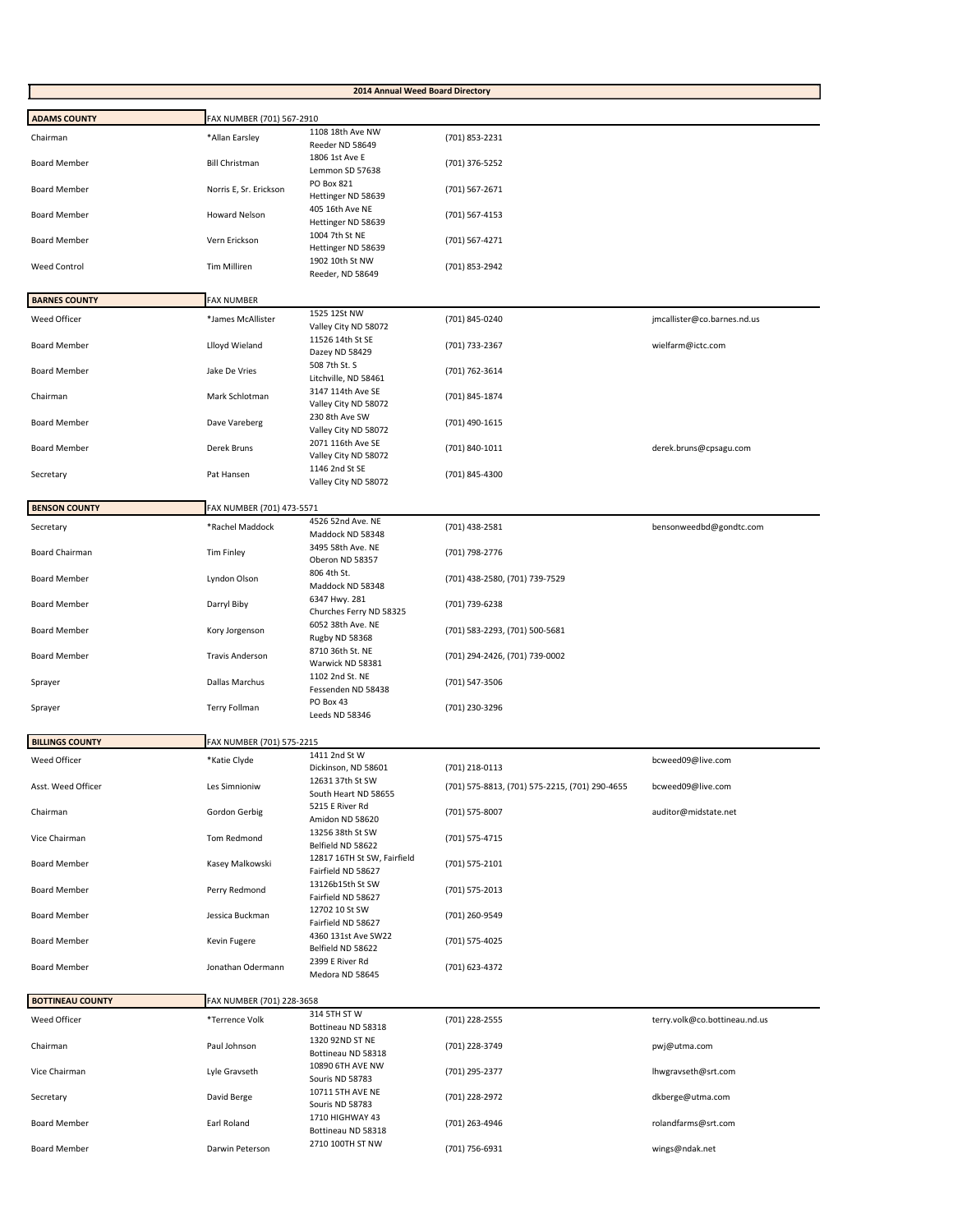# 2014 Annual Weed Board Directory

## ADAMS COUNTY

FAX NUMBER (701) 567-2910

| Position | Name | Address | Phone | Email |
|---|---|---|---|---|
| Chairman | *Allan Earsley | 1108 18th Ave NW<br>Reeder ND 58649 | (701) 853-2231 | |
| Board Member | Bill Christman | 1806 1st Ave E<br>Lemmon SD 57638 | (701) 376-5252 | |
| Board Member | Norris E, Sr. Erickson | PO Box 821<br>Hettinger ND 58639 | (701) 567-2671 | |
| Board Member | Howard Nelson | 405 16th Ave NE<br>Hettinger ND 58639 | (701) 567-4153 | |
| Board Member | Vern Erickson | 1004 7th St NE<br>Hettinger ND 58639 | (701) 567-4271 | |
| Weed Control | Tim Milliren | 1902 10th St NW<br>Reeder, ND 58649 | (701) 853-2942 | |

## BARNES COUNTY

FAX NUMBER

| Position | Name | Address | Phone | Email |
|---|---|---|---|---|
| Weed Officer | *James McAllister | 1525 12St NW<br>Valley City ND 58072 | (701) 845-0240 | jmcallister@co.barnes.nd.us |
| Board Member | Llloyd Wieland | 11526 14th St SE<br>Dazey ND 58429 | (701) 733-2367 | wielfarm@ictc.com |
| Board Member | Jake De Vries | 508 7th St. S<br>Litchville, ND 58461 | (701) 762-3614 | |
| Chairman | Mark Schlotman | 3147 114th Ave SE<br>Valley City ND 58072 | (701) 845-1874 | |
| Board Member | Dave Vareberg | 230 8th Ave SW<br>Valley City ND 58072 | (701) 490-1615 | |
| Board Member | Derek Bruns | 2071 116th Ave SE<br>Valley City ND 58072 | (701) 840-1011 | derek.bruns@cpsagu.com |
| Secretary | Pat Hansen | 1146 2nd St SE<br>Valley City ND 58072 | (701) 845-4300 | |

## BENSON COUNTY

FAX NUMBER (701) 473-5571

| Position | Name | Address | Phone | Email |
|---|---|---|---|---|
| Secretary | *Rachel Maddock | 4526 52nd Ave. NE<br>Maddock ND 58348 | (701) 438-2581 | bensonweedbd@gondtc.com |
| Board Chairman | Tim Finley | 3495 58th Ave. NE<br>Oberon ND 58357 | (701) 798-2776 | |
| Board Member | Lyndon Olson | 806 4th St.<br>Maddock ND 58348 | (701) 438-2580, (701) 739-7529 | |
| Board Member | Darryl Biby | 6347 Hwy. 281<br>Churches Ferry ND 58325 | (701) 739-6238 | |
| Board Member | Kory Jorgenson | 6052 38th Ave. NE<br>Rugby ND 58368 | (701) 583-2293, (701) 500-5681 | |
| Board Member | Travis Anderson | 8710 36th St. NE<br>Warwick ND 58381 | (701) 294-2426, (701) 739-0002 | |
| Sprayer | Dallas Marchus | 1102 2nd St. NE<br>Fessenden ND 58438 | (701) 547-3506 | |
| Sprayer | Terry Follman | PO Box 43<br>Leeds ND 58346 | (701) 230-3296 | |

## BILLINGS COUNTY

FAX NUMBER (701) 575-2215

| Position | Name | Address | Phone | Email |
|---|---|---|---|---|
| Weed Officer | *Katie Clyde | 1411 2nd St W<br>Dickinson, ND 58601 | (701) 218-0113 | bcweed09@live.com |
| Asst. Weed Officer | Les Simnioniw | 12631 37th St SW<br>South Heart ND 58655 | (701) 575-8813, (701) 575-2215, (701) 290-4655 | bcweed09@live.com |
| Chairman | Gordon Gerbig | 5215 E River Rd<br>Amidon ND 58620 | (701) 575-8007 | auditor@midstate.net |
| Vice Chairman | Tom Redmond | 13256 38th St SW<br>Belfield ND 58622 | (701) 575-4715 | |
| Board Member | Kasey Malkowski | 12817 16TH St SW, Fairfield<br>Fairfield ND 58627 | (701) 575-2101 | |
| Board Member | Perry Redmond | 13126b15th St SW<br>Fairfield ND 58627 | (701) 575-2013 | |
| Board Member | Jessica Buckman | 12702 10 St SW<br>Fairfield ND 58627 | (701) 260-9549 | |
| Board Member | Kevin Fugere | 4360 131st Ave SW22<br>Belfield ND 58622 | (701) 575-4025 | |
| Board Member | Jonathan Odermann | 2399 E River Rd<br>Medora ND 58645 | (701) 623-4372 | |

## BOTTINEAU COUNTY

FAX NUMBER (701) 228-3658

| Position | Name | Address | Phone | Email |
|---|---|---|---|---|
| Weed Officer | *Terrence Volk | 314 5TH ST W<br>Bottineau ND 58318 | (701) 228-2555 | terry.volk@co.bottineau.nd.us |
| Chairman | Paul Johnson | 1320 92ND ST NE<br>Bottineau ND 58318 | (701) 228-3749 | pwj@utma.com |
| Vice Chairman | Lyle Gravseth | 10890 6TH AVE NW<br>Souris ND 58783 | (701) 295-2377 | lhwgravseth@srt.com |
| Secretary | David Berge | 10711 5TH AVE NE<br>Souris ND 58783 | (701) 228-2972 | dkberge@utma.com |
| Board Member | Earl Roland | 1710 HIGHWAY 43<br>Bottineau ND 58318 | (701) 263-4946 | rolandfarms@srt.com |
| Board Member | Darwin Peterson | 2710 100TH ST NW | (701) 756-6931 | wings@ndak.net |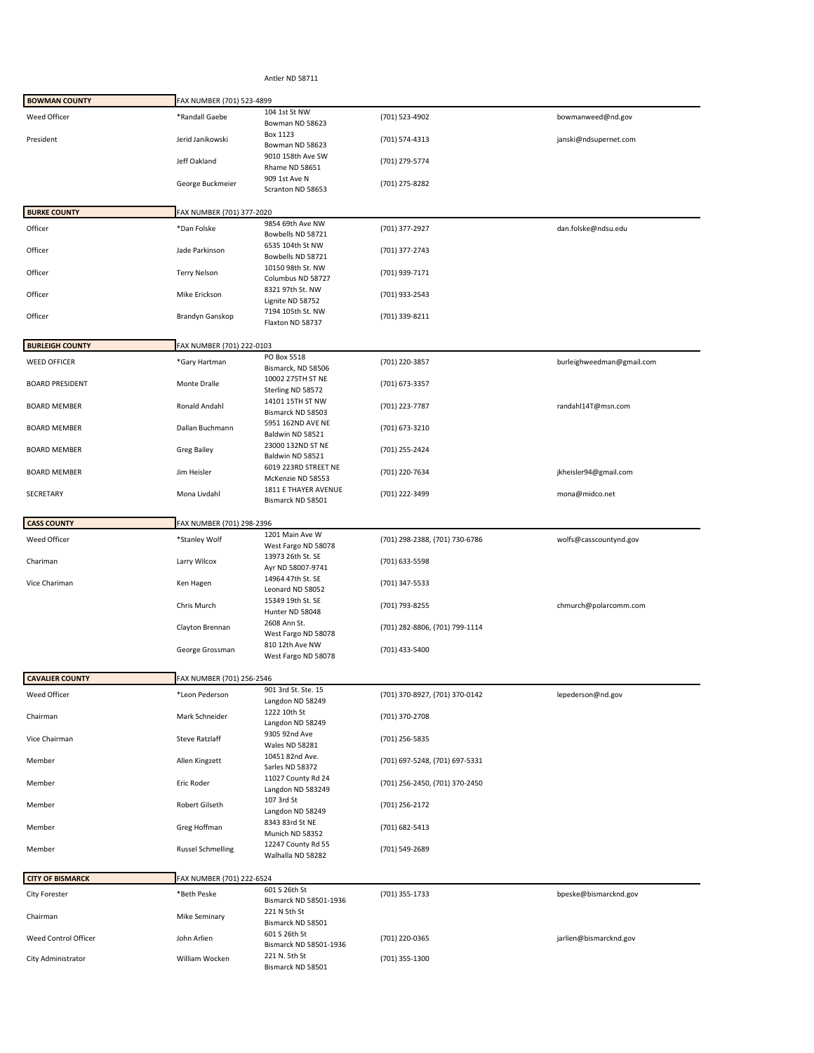Antler ND 58711

| BOWMAN COUNTY | FAX NUMBER (701) 523-4899 | | | |
|---|---|---|---|---|
| Weed Officer | *Randall Gaebe | 104 1st St NW<br>Bowman ND 58623 | (701) 523-4902 | bowmanweed@nd.gov |
| President | Jerid Janikowski | Box 1123<br>Bowman ND 58623 | (701) 574-4313 | janski@ndsupernet.com |
| | Jeff Oakland | 9010 158th Ave SW<br>Rhame ND 58651 | (701) 279-5774 | |
| | George Buckmeier | 909 1st Ave N<br>Scranton ND 58653 | (701) 275-8282 | |

| BURKE COUNTY | FAX NUMBER (701) 377-2020 | | | |
|---|---|---|---|---|
| Officer | *Dan Folske | 9854 69th Ave NW<br>Bowbells ND 58721 | (701) 377-2927 | dan.folske@ndsu.edu |
| Officer | Jade Parkinson | 6535 104th St NW<br>Bowbells ND 58721 | (701) 377-2743 | |
| Officer | Terry Nelson | 10150 98th St. NW<br>Columbus ND 58727 | (701) 939-7171 | |
| Officer | Mike Erickson | 8321 97th St. NW<br>Lignite ND 58752 | (701) 933-2543 | |
| Officer | Brandyn Ganskop | 7194 105th St. NW<br>Flaxton ND 58737 | (701) 339-8211 | |

| BURLEIGH COUNTY | FAX NUMBER (701) 222-0103 | | | |
|---|---|---|---|---|
| WEED OFFICER | *Gary Hartman | PO Box 5518<br>Bismarck, ND 58506 | (701) 220-3857 | burleighweedman@gmail.com |
| BOARD PRESIDENT | Monte Dralle | 10002 275TH ST NE<br>Sterling ND 58572 | (701) 673-3357 | |
| BOARD MEMBER | Ronald Andahl | 14101 15TH ST NW<br>Bismarck ND 58503 | (701) 223-7787 | randahl14T@msn.com |
| BOARD MEMBER | Dallan Buchmann | 5951 162ND AVE NE<br>Baldwin ND 58521 | (701) 673-3210 | |
| BOARD MEMBER | Greg Bailey | 23000 132ND ST NE<br>Baldwin ND 58521 | (701) 255-2424 | |
| BOARD MEMBER | Jim Heisler | 6019 223RD STREET NE<br>McKenzie ND 58553 | (701) 220-7634 | jkheisler94@gmail.com |
| SECRETARY | Mona Livdahl | 1811 E THAYER AVENUE<br>Bismarck ND 58501 | (701) 222-3499 | mona@midco.net |

| CASS COUNTY | FAX NUMBER (701) 298-2396 | | | |
|---|---|---|---|---|
| Weed Officer | *Stanley Wolf | 1201 Main Ave W<br>West Fargo ND 58078 | (701) 298-2388, (701) 730-6786 | wolfs@casscountynd.gov |
| Chariman | Larry Wilcox | 13973 26th St. SE<br>Ayr ND 58007-9741 | (701) 633-5598 | |
| Vice Chariman | Ken Hagen | 14964 47th St. SE<br>Leonard ND 58052 | (701) 347-5533 | |
| | Chris Murch | 15349 19th St. SE<br>Hunter ND 58048 | (701) 793-8255 | chmurch@polarcomm.com |
| | Clayton Brennan | 2608 Ann St.<br>West Fargo ND 58078 | (701) 282-8806, (701) 799-1114 | |
| | George Grossman | 810 12th Ave NW<br>West Fargo ND 58078 | (701) 433-5400 | |

| CAVALIER COUNTY | FAX NUMBER (701) 256-2546 | | | |
|---|---|---|---|---|
| Weed Officer | *Leon Pederson | 901 3rd St. Ste. 15<br>Langdon ND 58249 | (701) 370-8927, (701) 370-0142 | lepederson@nd.gov |
| Chairman | Mark Schneider | 1222 10th St<br>Langdon ND 58249 | (701) 370-2708 | |
| Vice Chairman | Steve Ratzlaff | 9305 92nd Ave<br>Wales ND 58281 | (701) 256-5835 | |
| Member | Allen Kingzett | 10451 82nd Ave.<br>Sarles ND 58372 | (701) 697-5248, (701) 697-5331 | |
| Member | Eric Roder | 11027 County Rd 24<br>Langdon ND 583249 | (701) 256-2450, (701) 370-2450 | |
| Member | Robert Gilseth | 107 3rd St<br>Langdon ND 58249 | (701) 256-2172 | |
| Member | Greg Hoffman | 8343 83rd St NE<br>Munich ND 58352 | (701) 682-5413 | |
| Member | Russel Schmelling | 12247 County Rd 55<br>Walhalla ND 58282 | (701) 549-2689 | |

| CITY OF BISMARCK | FAX NUMBER (701) 222-6524 | | | |
|---|---|---|---|---|
| City Forester | *Beth Peske | 601 S 26th St<br>Bismarck ND 58501-1936 | (701) 355-1733 | bpeske@bismarcknd.gov |
| Chairman | Mike Seminary | 221 N 5th St<br>Bismarck ND 58501 | | |
| Weed Control Officer | John Arlien | 601 S 26th St<br>Bismarck ND 58501-1936 | (701) 220-0365 | jarlien@bismarcknd.gov |
| City Administrator | William Wocken | 221 N. 5th St<br>Bismarck ND 58501 | (701) 355-1300 | |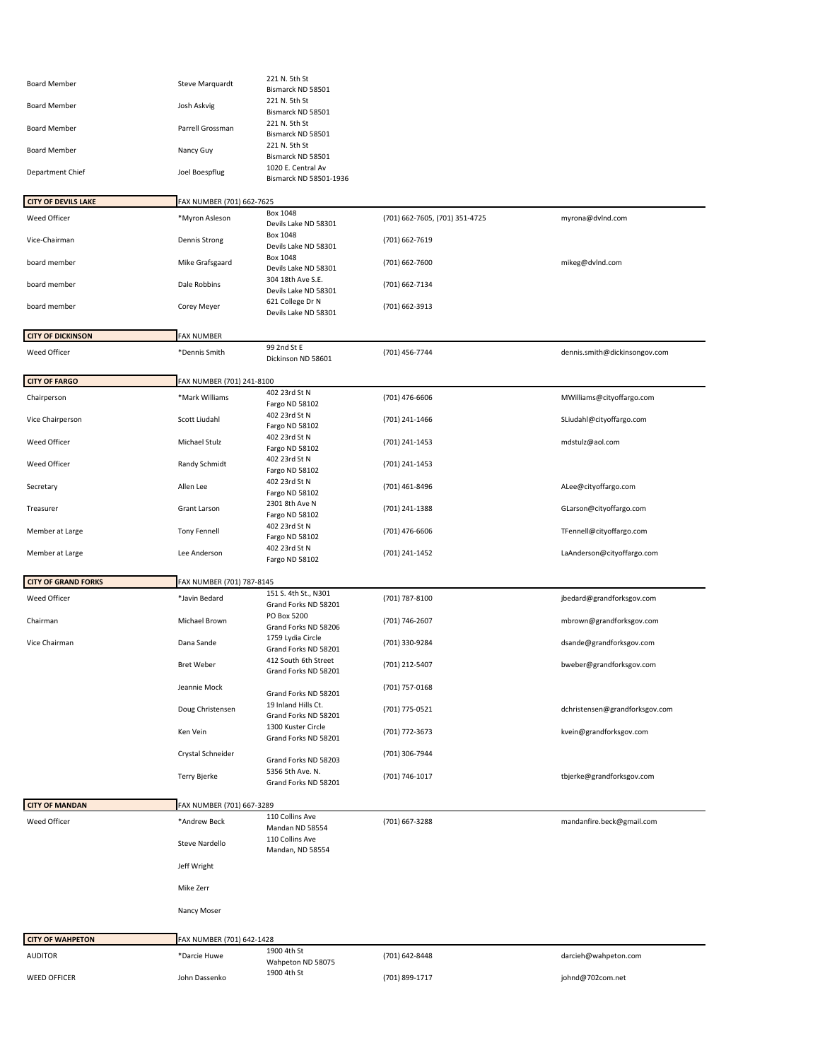| | | | | |
|---|---|---|---|---|
| Board Member | Steve Marquardt | 221 N. 5th St<br>Bismarck ND 58501 | | |
| Board Member | Josh Askvig | 221 N. 5th St<br>Bismarck ND 58501 | | |
| Board Member | Parrell Grossman | 221 N. 5th St<br>Bismarck ND 58501 | | |
| Board Member | Nancy Guy | 221 N. 5th St<br>Bismarck ND 58501 | | |
| Department Chief | Joel Boespflug | 1020 E. Central Av<br>Bismarck ND 58501-1936 | | |

| **CITY OF DEVILS LAKE** | FAX NUMBER (701) 662-7625 | | | |
|---|---|---|---|---|
| Weed Officer | *Myron Asleson | Box 1048<br>Devils Lake ND 58301 | (701) 662-7605, (701) 351-4725 | myrona@dvlnd.com |
| Vice-Chairman | Dennis Strong | Box 1048<br>Devils Lake ND 58301 | (701) 662-7619 | |
| board member | Mike Grafsgaard | Box 1048<br>Devils Lake ND 58301 | (701) 662-7600 | mikeg@dvlnd.com |
| board member | Dale Robbins | 304 18th Ave S.E.<br>Devils Lake ND 58301 | (701) 662-7134 | |
| board member | Corey Meyer | 621 College Dr N<br>Devils Lake ND 58301 | (701) 662-3913 | |

| **CITY OF DICKINSON** | FAX NUMBER | | | |
|---|---|---|---|---|
| Weed Officer | *Dennis Smith | 99 2nd St E<br>Dickinson ND 58601 | (701) 456-7744 | dennis.smith@dickinsongov.com |

| **CITY OF FARGO** | FAX NUMBER (701) 241-8100 | | | |
|---|---|---|---|---|
| Chairperson | *Mark Williams | 402 23rd St N<br>Fargo ND 58102 | (701) 476-6606 | MWilliams@cityoffargo.com |
| Vice Chairperson | Scott Liudahl | 402 23rd St N<br>Fargo ND 58102 | (701) 241-1466 | SLiudahl@cityoffargo.com |
| Weed Officer | Michael Stulz | 402 23rd St N<br>Fargo ND 58102 | (701) 241-1453 | mdstulz@aol.com |
| Weed Officer | Randy Schmidt | 402 23rd St N<br>Fargo ND 58102 | (701) 241-1453 | |
| Secretary | Allen Lee | 402 23rd St N<br>Fargo ND 58102 | (701) 461-8496 | ALee@cityoffargo.com |
| Treasurer | Grant Larson | 2301 8th Ave N<br>Fargo ND 58102 | (701) 241-1388 | GLarson@cityoffargo.com |
| Member at Large | Tony Fennell | 402 23rd St N<br>Fargo ND 58102 | (701) 476-6606 | TFennell@cityoffargo.com |
| Member at Large | Lee Anderson | 402 23rd St N<br>Fargo ND 58102 | (701) 241-1452 | LaAnderson@cityoffargo.com |

| **CITY OF GRAND FORKS** | FAX NUMBER (701) 787-8145 | | | |
|---|---|---|---|---|
| Weed Officer | *Javin Bedard | 151 S. 4th St., N301<br>Grand Forks ND 58201 | (701) 787-8100 | jbedard@grandforksgov.com |
| Chairman | Michael Brown | PO Box 5200<br>Grand Forks ND 58206 | (701) 746-2607 | mbrown@grandforksgov.com |
| Vice Chairman | Dana Sande | 1759 Lydia Circle<br>Grand Forks ND 58201 | (701) 330-9284 | dsande@grandforksgov.com |
| | Bret Weber | 412 South 6th Street<br>Grand Forks ND 58201 | (701) 212-5407 | bweber@grandforksgov.com |
| | Jeannie Mock | Grand Forks ND 58201 | (701) 757-0168 | |
| | Doug Christensen | 19 Inland Hills Ct.<br>Grand Forks ND 58201 | (701) 775-0521 | dchristensen@grandforksgov.com |
| | Ken Vein | 1300 Kuster Circle<br>Grand Forks ND 58201 | (701) 772-3673 | kvein@grandforksgov.com |
| | Crystal Schneider | Grand Forks ND 58203 | (701) 306-7944 | |
| | Terry Bjerke | 5356 5th Ave. N.<br>Grand Forks ND 58201 | (701) 746-1017 | tbjerke@grandforksgov.com |

| **CITY OF MANDAN** | FAX NUMBER (701) 667-3289 | | | |
|---|---|---|---|---|
| Weed Officer | *Andrew Beck | 110 Collins Ave<br>Mandan ND 58554 | (701) 667-3288 | mandanfire.beck@gmail.com |
| | Steve Nardello | 110 Collins Ave<br>Mandan, ND 58554 | | |
| | Jeff Wright | | | |
| | Mike Zerr | | | |
| | Nancy Moser | | | |

| **CITY OF WAHPETON** | FAX NUMBER (701) 642-1428 | | | |
|---|---|---|---|---|
| AUDITOR | *Darcie Huwe | 1900 4th St<br>Wahpeton ND 58075 | (701) 642-8448 | darcieh@wahpeton.com |
| WEED OFFICER | John Dassenko | 1900 4th St | (701) 899-1717 | johnd@702com.net |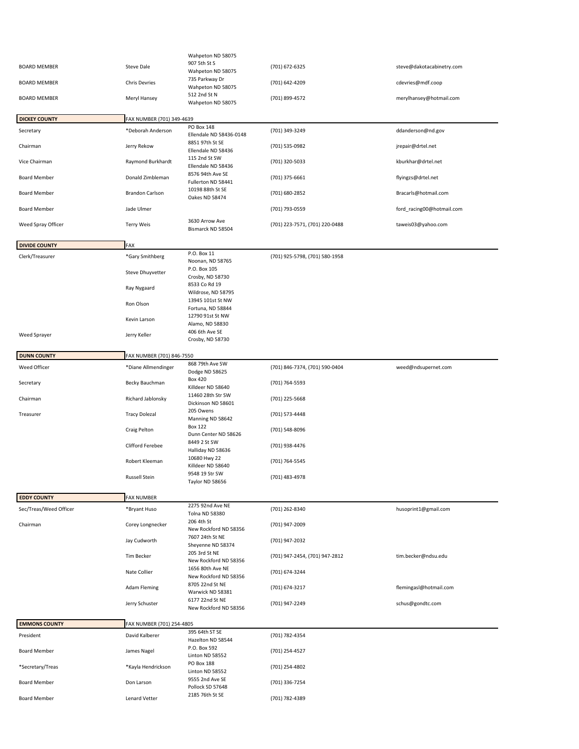| | | | | |
|---|---|---|---|---|
| | | Wahpeton ND 58075 | | |
| BOARD MEMBER | Steve Dale | 907 5th St S<br>Wahpeton ND 58075 | (701) 672-6325 | steve@dakotacabinetry.com |
| BOARD MEMBER | Chris Devries | 735 Parkway Dr<br>Wahpeton ND 58075 | (701) 642-4209 | cdevries@mdf.coop |
| BOARD MEMBER | Meryl Hansey | 512 2nd St N<br>Wahpeton ND 58075 | (701) 899-4572 | merylhansey@hotmail.com |

| DICKEY COUNTY | FAX NUMBER (701) 349-4639 | | | |
|---|---|---|---|---|
| Secretary | *Deborah Anderson | PO Box 148<br>Ellendale ND 58436-0148 | (701) 349-3249 | ddanderson@nd.gov |
| Chairman | Jerry Rekow | 8851 97th St SE<br>Ellendale ND 58436 | (701) 535-0982 | jrepair@drtel.net |
| Vice Chairman | Raymond Burkhardt | 115 2nd St SW<br>Ellendale ND 58436 | (701) 320-5033 | kburkhar@drtel.net |
| Board Member | Donald Zimbleman | 8576 94th Ave SE<br>Fullerton ND 58441 | (701) 375-6661 | flyingzs@drtel.net |
| Board Member | Brandon Carlson | 10198 88th St SE<br>Oakes ND 58474 | (701) 680-2852 | Bracarls@hotmail.com |
| Board Member | Jade Ulmer | | (701) 793-0559 | ford_racing00@hotmail.com |
| Weed Spray Officer | Terry Weis | 3630 Arrow Ave<br>Bismarck ND 58504 | (701) 223-7571, (701) 220-0488 | taweis03@yahoo.com |

| DIVIDE COUNTY | FAX | | | |
|---|---|---|---|---|
| Clerk/Treasurer | *Gary Smithberg | P.O. Box 11<br>Noonan, ND 58765 | (701) 925-5798, (701) 580-1958 | |
| | Steve Dhuyvetter | P.O. Box 105<br>Crosby, ND 58730 | | |
| | Ray Nygaard | 8533 Co Rd 19<br>Wildrose, ND 58795 | | |
| | Ron Olson | 13945 101st St NW<br>Fortuna, ND 58844 | | |
| | Kevin Larson | 12790 91st St NW<br>Alamo, ND 58830 | | |
| Weed Sprayer | Jerry Keller | 406 6th Ave SE<br>Crosby, ND 58730 | | |

| DUNN COUNTY | FAX NUMBER (701) 846-7550 | | | |
|---|---|---|---|---|
| Weed Officer | *Diane Allmendinger | 868 79th Ave SW<br>Dodge ND 58625 | (701) 846-7374, (701) 590-0404 | weed@ndsupernet.com |
| Secretary | Becky Bauchman | Box 420<br>Killdeer ND 58640 | (701) 764-5593 | |
| Chairman | Richard Jablonsky | 11460 28th Str SW<br>Dickinson ND 58601 | (701) 225-5668 | |
| Treasurer | Tracy Dolezal | 205 Owens<br>Manning ND 58642 | (701) 573-4448 | |
| | Craig Pelton | Box 122<br>Dunn Center ND 58626 | (701) 548-8096 | |
| | Clifford Ferebee | 8449 2 St SW<br>Halliday ND 58636 | (701) 938-4476 | |
| | Robert Kleeman | 10680 Hwy 22<br>Killdeer ND 58640 | (701) 764-5545 | |
| | Russell Stein | 9548 19 Str SW<br>Taylor ND 58656 | (701) 483-4978 | |

| EDDY COUNTY | FAX NUMBER | | | |
|---|---|---|---|---|
| Sec/Treas/Weed Officer | *Bryant Huso | 2275 92nd Ave NE<br>Tolna ND 58380 | (701) 262-8340 | husoprint1@gmail.com |
| Chairman | Corey Longnecker | 206 4th St<br>New Rockford ND 58356 | (701) 947-2009 | |
| | Jay Cudworth | 7607 24th St NE<br>Sheyenne ND 58374 | (701) 947-2032 | |
| | Tim Becker | 205 3rd St NE<br>New Rockford ND 58356 | (701) 947-2454, (701) 947-2812 | tim.becker@ndsu.edu |
| | Nate Collier | 1656 80th Ave NE<br>New Rockford ND 58356 | (701) 674-3244 | |
| | Adam Fleming | 8705 22nd St NE<br>Warwick ND 58381 | (701) 674-3217 | flemingasl@hotmail.com |
| | Jerry Schuster | 6177 22nd St NE<br>New Rockford ND 58356 | (701) 947-2249 | schus@gondtc.com |

| EMMONS COUNTY | FAX NUMBER (701) 254-4805 | | | |
|---|---|---|---|---|
| President | David Kalberer | 395 64th ST SE<br>Hazelton ND 58544 | (701) 782-4354 | |
| Board Member | James Nagel | P.O. Box 592<br>Linton ND 58552 | (701) 254-4527 | |
| *Secretary/Treas | *Kayla Hendrickson | PO Box 188<br>Linton ND 58552 | (701) 254-4802 | |
| Board Member | Don Larson | 9555 2nd Ave SE<br>Pollock SD 57648 | (701) 336-7254 | |
| Board Member | Lenard Vetter | 2185 76th St SE | (701) 782-4389 | |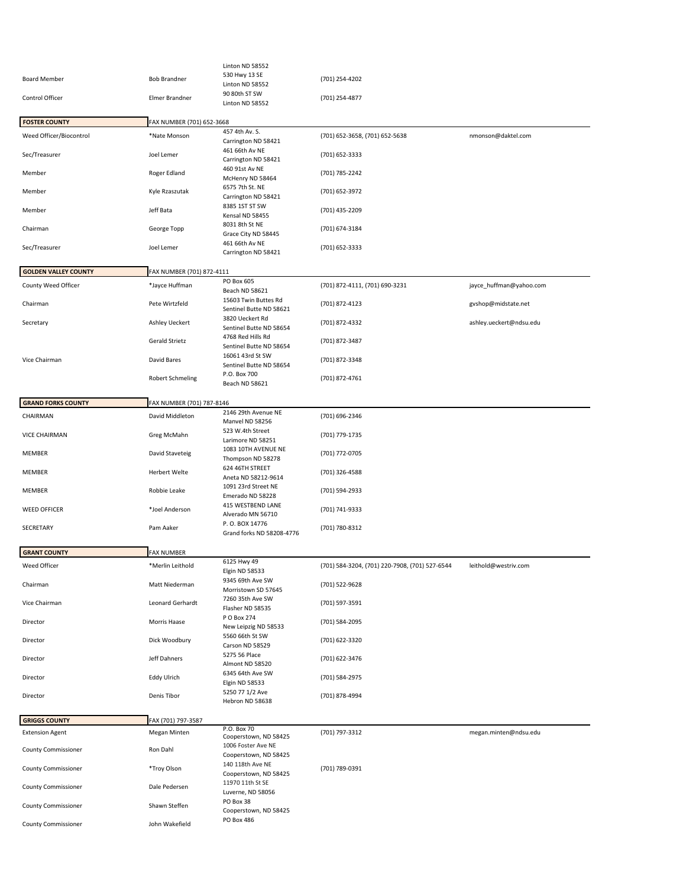| | | | | |
|---|---|---|---|---|
| | | Linton ND 58552 | | |
| Board Member | Bob Brandner | 530 Hwy 13 SE<br>Linton ND 58552 | (701) 254-4202 | |
| Control Officer | Elmer Brandner | 90 80th ST SW<br>Linton ND 58552 | (701) 254-4877 | |

| **FOSTER COUNTY** | FAX NUMBER (701) 652-3668 | | | |
|---|---|---|---|---|
| Weed Officer/Biocontrol | *Nate Monson | 457 4th Av. S.<br>Carrington ND 58421 | (701) 652-3658, (701) 652-5638 | nmonson@daktel.com |
| Sec/Treasurer | Joel Lemer | 461 66th Av NE<br>Carrington ND 58421 | (701) 652-3333 | |
| Member | Roger Edland | 460 91st Av NE<br>McHenry ND 58464 | (701) 785-2242 | |
| Member | Kyle Rzaszutak | 6575 7th St. NE<br>Carrington ND 58421 | (701) 652-3972 | |
| Member | Jeff Bata | 8385 1ST ST SW<br>Kensal ND 58455 | (701) 435-2209 | |
| Chairman | George Topp | 8031 8th St NE<br>Grace City ND 58445 | (701) 674-3184 | |
| Sec/Treasurer | Joel Lemer | 461 66th Av NE<br>Carrington ND 58421 | (701) 652-3333 | |

| **GOLDEN VALLEY COUNTY** | FAX NUMBER (701) 872-4111 | | | |
|---|---|---|---|---|
| County Weed Officer | *Jayce Huffman | PO Box 605<br>Beach ND 58621 | (701) 872-4111, (701) 690-3231 | jayce_huffman@yahoo.com |
| Chairman | Pete Wirtzfeld | 15603 Twin Buttes Rd<br>Sentinel Butte ND 58621 | (701) 872-4123 | gvshop@midstate.net |
| Secretary | Ashley Ueckert | 3820 Ueckert Rd<br>Sentinel Butte ND 58654 | (701) 872-4332 | ashley.ueckert@ndsu.edu |
| | Gerald Strietz | 4768 Red Hills Rd<br>Sentinel Butte ND 58654 | (701) 872-3487 | |
| Vice Chairman | David Bares | 16061 43rd St SW<br>Sentinel Butte ND 58654 | (701) 872-3348 | |
| | Robert Schmeling | P.O. Box 700<br>Beach ND 58621 | (701) 872-4761 | |

| **GRAND FORKS COUNTY** | FAX NUMBER (701) 787-8146 | | | |
|---|---|---|---|---|
| CHAIRMAN | David Middleton | 2146 29th Avenue NE<br>Manvel ND 58256 | (701) 696-2346 | |
| VICE CHAIRMAN | Greg McMahn | 523 W.4th Street<br>Larimore ND 58251 | (701) 779-1735 | |
| MEMBER | David Staveteig | 1083 10TH AVENUE NE<br>Thompson ND 58278 | (701) 772-0705 | |
| MEMBER | Herbert Welte | 624 46TH STREET<br>Aneta ND 58212-9614 | (701) 326-4588 | |
| MEMBER | Robbie Leake | 1091 23rd Street NE<br>Emerado ND 58228 | (701) 594-2933 | |
| WEED OFFICER | *Joel Anderson | 415 WESTBEND LANE<br>Alverado MN 56710 | (701) 741-9333 | |
| SECRETARY | Pam Aaker | P. O. BOX 14776<br>Grand forks ND 58208-4776 | (701) 780-8312 | |

| **GRANT COUNTY** | FAX NUMBER | | | |
|---|---|---|---|---|
| Weed Officer | *Merlin Leithold | 6125 Hwy 49<br>Elgin ND 58533 | (701) 584-3204, (701) 220-7908, (701) 527-6544 | leithold@westriv.com |
| Chairman | Matt Niederman | 9345 69th Ave SW<br>Morristown SD 57645 | (701) 522-9628 | |
| Vice Chairman | Leonard Gerhardt | 7260 35th Ave SW<br>Flasher ND 58535 | (701) 597-3591 | |
| Director | Morris Haase | P O Box 274<br>New Leipzig ND 58533 | (701) 584-2095 | |
| Director | Dick Woodbury | 5560 66th St SW<br>Carson ND 58529 | (701) 622-3320 | |
| Director | Jeff Dahners | 5275 56 Place<br>Almont ND 58520 | (701) 622-3476 | |
| Director | Eddy Ulrich | 6345 64th Ave SW<br>Elgin ND 58533 | (701) 584-2975 | |
| Director | Denis Tibor | 5250 77 1/2 Ave<br>Hebron ND 58638 | (701) 878-4994 | |

| **GRIGGS COUNTY** | FAX (701) 797-3587 | | | |
|---|---|---|---|---|
| Extension Agent | Megan Minten | P.O. Box 70<br>Cooperstown, ND 58425 | (701) 797-3312 | megan.minten@ndsu.edu |
| County Commissioner | Ron Dahl | 1006 Foster Ave NE<br>Cooperstown, ND 58425 | | |
| County Commissioner | *Troy Olson | 140 118th Ave NE<br>Cooperstown, ND 58425 | (701) 789-0391 | |
| County Commissioner | Dale Pedersen | 11970 11th St SE<br>Luverne, ND 58056 | | |
| County Commissioner | Shawn Steffen | PO Box 38<br>Cooperstown, ND 58425 | | |
| County Commissioner | John Wakefield | PO Box 486 | | |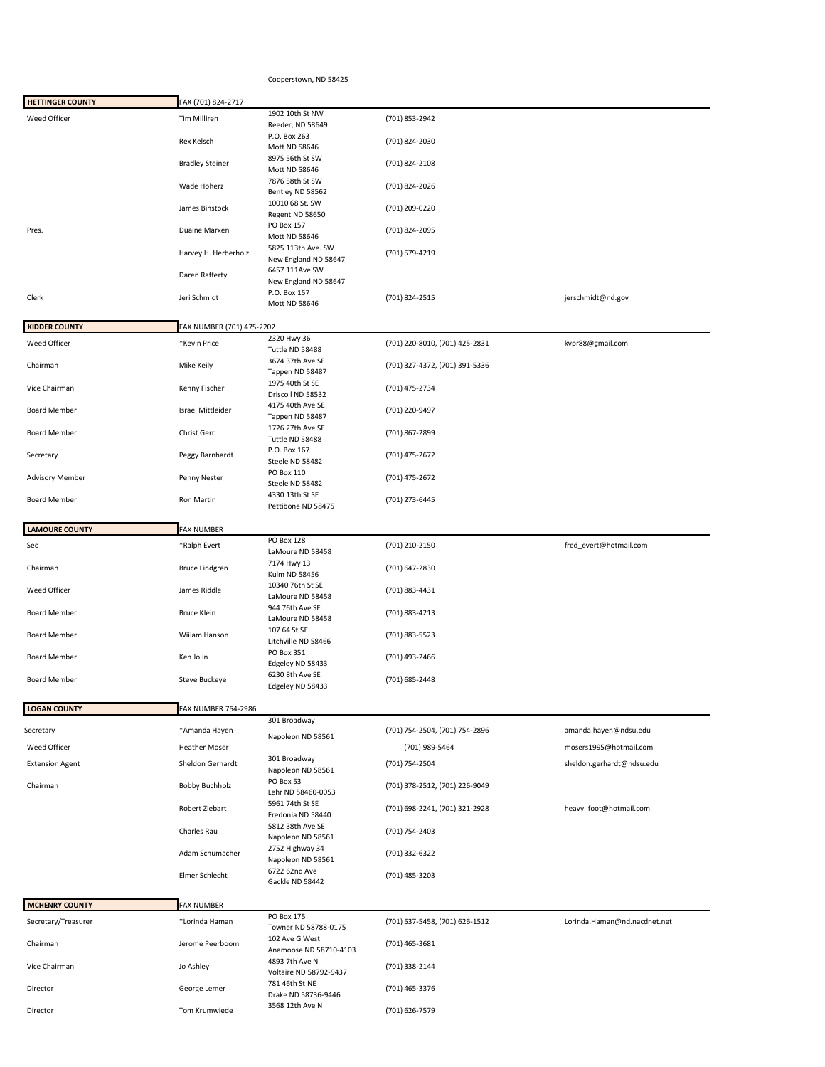Cooperstown, ND 58425

| HETTINGER COUNTY | FAX (701) 824-2717 | | | |
|---|---|---|---|---|
| Weed Officer | Tim Milliren | 1902 10th St NW<br>Reeder, ND 58649 | (701) 853-2942 | |
| | Rex Kelsch | P.O. Box 263<br>Mott ND 58646 | (701) 824-2030 | |
| | Bradley Steiner | 8975 56th St SW<br>Mott ND 58646 | (701) 824-2108 | |
| | Wade Hoherz | 7876 58th St SW<br>Bentley ND 58562 | (701) 824-2026 | |
| | James Binstock | 10010 68 St. SW<br>Regent ND 58650 | (701) 209-0220 | |
| Pres. | Duaine Marxen | PO Box 157<br>Mott ND 58646 | (701) 824-2095 | |
| | Harvey H. Herberholz | 5825 113th Ave. SW<br>New England ND 58647 | (701) 579-4219 | |
| | Daren Rafferty | 6457 111Ave SW<br>New England ND 58647 | | |
| Clerk | Jeri Schmidt | P.O. Box 157<br>Mott ND 58646 | (701) 824-2515 | jerschmidt@nd.gov |

| KIDDER COUNTY | FAX NUMBER (701) 475-2202 | | | |
|---|---|---|---|---|
| Weed Officer | *Kevin Price | 2320 Hwy 36<br>Tuttle ND 58488 | (701) 220-8010, (701) 425-2831 | kvpr88@gmail.com |
| Chairman | Mike Keily | 3674 37th Ave SE<br>Tappen ND 58487 | (701) 327-4372, (701) 391-5336 | |
| Vice Chairman | Kenny Fischer | 1975 40th St SE<br>Driscoll ND 58532 | (701) 475-2734 | |
| Board Member | Israel Mittleider | 4175 40th Ave SE<br>Tappen ND 58487 | (701) 220-9497 | |
| Board Member | Christ Gerr | 1726 27th Ave SE<br>Tuttle ND 58488 | (701) 867-2899 | |
| Secretary | Peggy Barnhardt | P.O. Box 167<br>Steele ND 58482 | (701) 475-2672 | |
| Advisory Member | Penny Nester | PO Box 110<br>Steele ND 58482 | (701) 475-2672 | |
| Board Member | Ron Martin | 4330 13th St SE<br>Pettibone ND 58475 | (701) 273-6445 | |

| LAMOURE COUNTY | FAX NUMBER | | | |
|---|---|---|---|---|
| Sec | *Ralph Evert | PO Box 128<br>LaMoure ND 58458 | (701) 210-2150 | fred_evert@hotmail.com |
| Chairman | Bruce Lindgren | 7174 Hwy 13<br>Kulm ND 58456 | (701) 647-2830 | |
| Weed Officer | James Riddle | 10340 76th St SE<br>LaMoure ND 58458 | (701) 883-4431 | |
| Board Member | Bruce Klein | 944 76th Ave SE<br>LaMoure ND 58458 | (701) 883-4213 | |
| Board Member | Wiiiam Hanson | 107 64 St SE<br>Litchville ND 58466 | (701) 883-5523 | |
| Board Member | Ken Jolin | PO Box 351<br>Edgeley ND 58433 | (701) 493-2466 | |
| Board Member | Steve Buckeye | 6230 8th Ave SE<br>Edgeley ND 58433 | (701) 685-2448 | |

| LOGAN COUNTY | FAX NUMBER 754-2986 | | | |
|---|---|---|---|---|
| Secretary | *Amanda Hayen | 301 Broadway<br>Napoleon ND 58561 | (701) 754-2504, (701) 754-2896 | amanda.hayen@ndsu.edu |
| Weed Officer | Heather Moser | | (701) 989-5464 | mosers1995@hotmail.com |
| Extension Agent | Sheldon Gerhardt | 301 Broadway<br>Napoleon ND 58561 | (701) 754-2504 | sheldon.gerhardt@ndsu.edu |
| Chairman | Bobby Buchholz | PO Box 53<br>Lehr ND 58460-0053 | (701) 378-2512, (701) 226-9049 | |
| | Robert Ziebart | 5961 74th St SE<br>Fredonia ND 58440 | (701) 698-2241, (701) 321-2928 | heavy_foot@hotmail.com |
| | Charles Rau | 5812 38th Ave SE<br>Napoleon ND 58561 | (701) 754-2403 | |
| | Adam Schumacher | 2752 Highway 34<br>Napoleon ND 58561 | (701) 332-6322 | |
| | Elmer Schlecht | 6722 62nd Ave<br>Gackle ND 58442 | (701) 485-3203 | |

| MCHENRY COUNTY | FAX NUMBER | | | |
|---|---|---|---|---|
| Secretary/Treasurer | *Lorinda Haman | PO Box 175<br>Towner ND 58788-0175 | (701) 537-5458, (701) 626-1512 | Lorinda.Haman@nd.nacdnet.net |
| Chairman | Jerome Peerboom | 102 Ave G West<br>Anamoose ND 58710-4103 | (701) 465-3681 | |
| Vice Chairman | Jo Ashley | 4893 7th Ave N<br>Voltaire ND 58792-9437 | (701) 338-2144 | |
| Director | George Lemer | 781 46th St NE<br>Drake ND 58736-9446 | (701) 465-3376 | |
| Director | Tom Krumwiede | 3568 12th Ave N | (701) 626-7579 | |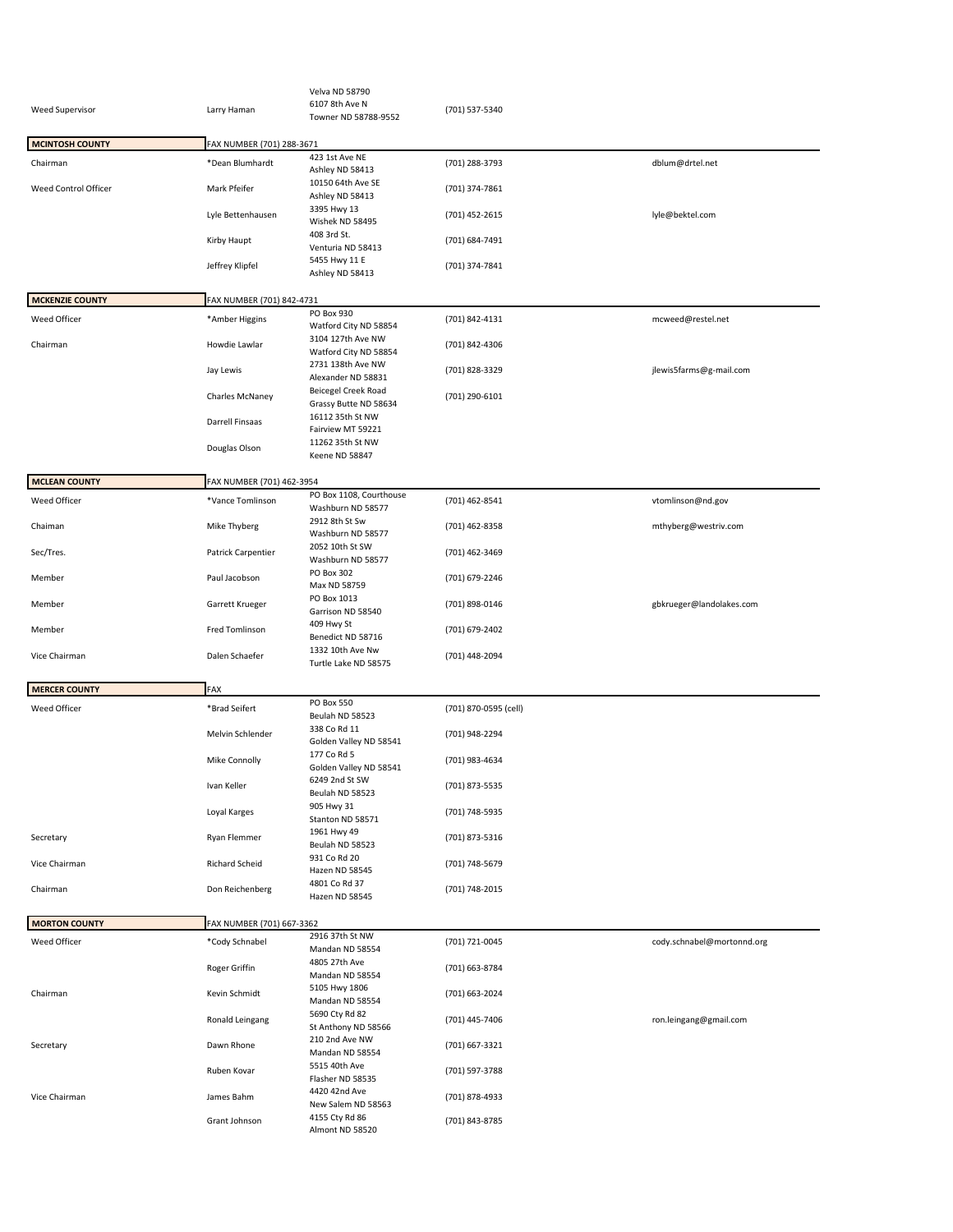| | | | | |
|---|---|---|---|---|
| Weed Supervisor | Larry Haman | Velva ND 58790<br>6107 8th Ave N<br>Towner ND 58788-9552 | (701) 537-5340 | |

| **MCINTOSH COUNTY** | FAX NUMBER (701) 288-3671 | | | |
|---|---|---|---|---|
| Chairman | *Dean Blumhardt | 423 1st Ave NE<br>Ashley ND 58413 | (701) 288-3793 | dblum@drtel.net |
| Weed Control Officer | Mark Pfeifer | 10150 64th Ave SE<br>Ashley ND 58413 | (701) 374-7861 | |
| | Lyle Bettenhausen | 3395 Hwy 13<br>Wishek ND 58495 | (701) 452-2615 | lyle@bektel.com |
| | Kirby Haupt | 408 3rd St.<br>Venturia ND 58413 | (701) 684-7491 | |
| | Jeffrey Klipfel | 5455 Hwy 11 E<br>Ashley ND 58413 | (701) 374-7841 | |

| **MCKENZIE COUNTY** | FAX NUMBER (701) 842-4731 | | | |
|---|---|---|---|---|
| Weed Officer | *Amber Higgins | PO Box 930<br>Watford City ND 58854 | (701) 842-4131 | mcweed@restel.net |
| Chairman | Howdie Lawlar | 3104 127th Ave NW<br>Watford City ND 58854 | (701) 842-4306 | |
| | Jay Lewis | 2731 138th Ave NW<br>Alexander ND 58831 | (701) 828-3329 | jlewis5farms@g-mail.com |
| | Charles McNaney | Beicegel Creek Road<br>Grassy Butte ND 58634 | (701) 290-6101 | |
| | Darrell Finsaas | 16112 35th St NW<br>Fairview MT 59221 | | |
| | Douglas Olson | 11262 35th St NW<br>Keene ND 58847 | | |

| **MCLEAN COUNTY** | FAX NUMBER (701) 462-3954 | | | |
|---|---|---|---|---|
| Weed Officer | *Vance Tomlinson | PO Box 1108, Courthouse<br>Washburn ND 58577 | (701) 462-8541 | vtomlinson@nd.gov |
| Chaiman | Mike Thyberg | 2912 8th St Sw<br>Washburn ND 58577 | (701) 462-8358 | mthyberg@westriv.com |
| Sec/Tres. | Patrick Carpentier | 2052 10th St SW<br>Washburn ND 58577 | (701) 462-3469 | |
| Member | Paul Jacobson | PO Box 302<br>Max ND 58759 | (701) 679-2246 | |
| Member | Garrett Krueger | PO Box 1013<br>Garrison ND 58540 | (701) 898-0146 | gbkrueger@landolakes.com |
| Member | Fred Tomlinson | 409 Hwy St<br>Benedict ND 58716 | (701) 679-2402 | |
| Vice Chairman | Dalen Schaefer | 1332 10th Ave Nw<br>Turtle Lake ND 58575 | (701) 448-2094 | |

| **MERCER COUNTY** | FAX | | | |
|---|---|---|---|---|
| Weed Officer | *Brad Seifert | PO Box 550<br>Beulah ND 58523 | (701) 870-0595 (cell) | |
| | Melvin Schlender | 338 Co Rd 11<br>Golden Valley ND 58541 | (701) 948-2294 | |
| | Mike Connolly | 177 Co Rd 5<br>Golden Valley ND 58541 | (701) 983-4634 | |
| | Ivan Keller | 6249 2nd St SW<br>Beulah ND 58523 | (701) 873-5535 | |
| | Loyal Karges | 905 Hwy 31<br>Stanton ND 58571 | (701) 748-5935 | |
| Secretary | Ryan Flemmer | 1961 Hwy 49<br>Beulah ND 58523 | (701) 873-5316 | |
| Vice Chairman | Richard Scheid | 931 Co Rd 20<br>Hazen ND 58545 | (701) 748-5679 | |
| Chairman | Don Reichenberg | 4801 Co Rd 37<br>Hazen ND 58545 | (701) 748-2015 | |

| **MORTON COUNTY** | FAX NUMBER (701) 667-3362 | | | |
|---|---|---|---|---|
| Weed Officer | *Cody Schnabel | 2916 37th St NW<br>Mandan ND 58554 | (701) 721-0045 | cody.schnabel@mortonnd.org |
| | Roger Griffin | 4805 27th Ave<br>Mandan ND 58554 | (701) 663-8784 | |
| Chairman | Kevin Schmidt | 5105 Hwy 1806<br>Mandan ND 58554 | (701) 663-2024 | |
| | Ronald Leingang | 5690 Cty Rd 82<br>St Anthony ND 58566 | (701) 445-7406 | ron.leingang@gmail.com |
| Secretary | Dawn Rhone | 210 2nd Ave NW<br>Mandan ND 58554 | (701) 667-3321 | |
| | Ruben Kovar | 5515 40th Ave<br>Flasher ND 58535 | (701) 597-3788 | |
| Vice Chairman | James Bahm | 4420 42nd Ave<br>New Salem ND 58563 | (701) 878-4933 | |
| | Grant Johnson | 4155 Cty Rd 86<br>Almont ND 58520 | (701) 843-8785 | |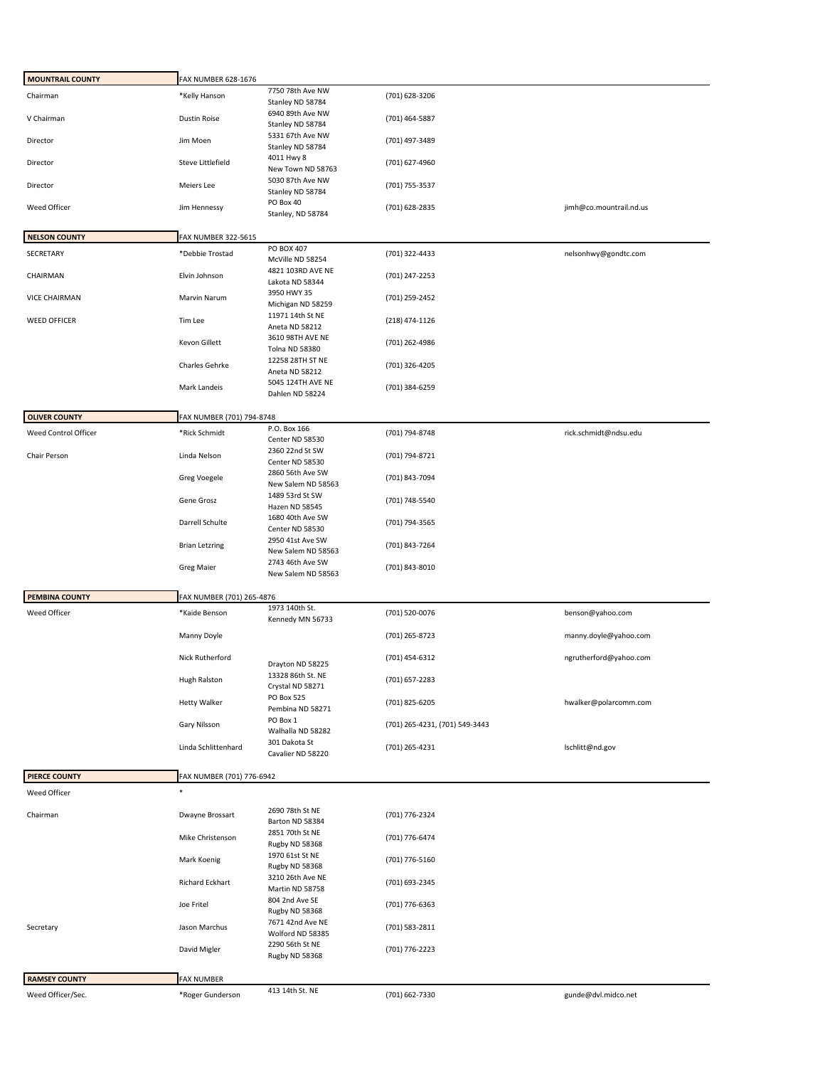| MOUNTRAIL COUNTY | FAX NUMBER 628-1676 | | | |
|---|---|---|---|---|
| Chairman | *Kelly Hanson | 7750 78th Ave NW<br>Stanley ND 58784 | (701) 628-3206 | |
| V Chairman | Dustin Roise | 6940 89th Ave NW<br>Stanley ND 58784 | (701) 464-5887 | |
| Director | Jim Moen | 5331 67th Ave NW<br>Stanley ND 58784 | (701) 497-3489 | |
| Director | Steve Littlefield | 4011 Hwy 8<br>New Town ND 58763 | (701) 627-4960 | |
| Director | Meiers Lee | 5030 87th Ave NW<br>Stanley ND 58784 | (701) 755-3537 | |
| Weed Officer | Jim Hennessy | PO Box 40<br>Stanley, ND 58784 | (701) 628-2835 | jimh@co.mountrail.nd.us |

| NELSON COUNTY | FAX NUMBER 322-5615 | | | |
|---|---|---|---|---|
| SECRETARY | *Debbie Trostad | PO BOX 407<br>McVille ND 58254 | (701) 322-4433 | nelsonhwy@gondtc.com |
| CHAIRMAN | Elvin Johnson | 4821 103RD AVE NE<br>Lakota ND 58344 | (701) 247-2253 | |
| VICE CHAIRMAN | Marvin Narum | 3950 HWY 35<br>Michigan ND 58259 | (701) 259-2452 | |
| WEED OFFICER | Tim Lee | 11971 14th St NE<br>Aneta ND 58212 | (218) 474-1126 | |
| | Kevon Gillett | 3610 98TH AVE NE<br>Tolna ND 58380 | (701) 262-4986 | |
| | Charles Gehrke | 12258 28TH ST NE<br>Aneta ND 58212 | (701) 326-4205 | |
| | Mark Landeis | 5045 124TH AVE NE<br>Dahlen ND 58224 | (701) 384-6259 | |

| OLIVER COUNTY | FAX NUMBER (701) 794-8748 | | | |
|---|---|---|---|---|
| Weed Control Officer | *Rick Schmidt | P.O. Box 166<br>Center ND 58530 | (701) 794-8748 | rick.schmidt@ndsu.edu |
| Chair Person | Linda Nelson | 2360 22nd St SW<br>Center ND 58530 | (701) 794-8721 | |
| | Greg Voegele | 2860 56th Ave SW<br>New Salem ND 58563 | (701) 843-7094 | |
| | Gene Grosz | 1489 53rd St SW<br>Hazen ND 58545 | (701) 748-5540 | |
| | Darrell Schulte | 1680 40th Ave SW<br>Center ND 58530 | (701) 794-3565 | |
| | Brian Letzring | 2950 41st Ave SW<br>New Salem ND 58563 | (701) 843-7264 | |
| | Greg Maier | 2743 46th Ave SW<br>New Salem ND 58563 | (701) 843-8010 | |

| PEMBINA COUNTY | FAX NUMBER (701) 265-4876 | | | |
|---|---|---|---|---|
| Weed Officer | *Kaide Benson | 1973 140th St.<br>Kennedy MN 56733 | (701) 520-0076 | benson@yahoo.com |
| | Manny Doyle | | (701) 265-8723 | manny.doyle@yahoo.com |
| | Nick Rutherford | Drayton ND 58225 | (701) 454-6312 | ngrutherford@yahoo.com |
| | Hugh Ralston | 13328 86th St. NE<br>Crystal ND 58271 | (701) 657-2283 | |
| | Hetty Walker | PO Box 525<br>Pembina ND 58271 | (701) 825-6205 | hwalker@polarcomm.com |
| | Gary Nilsson | PO Box 1<br>Walhalla ND 58282 | (701) 265-4231, (701) 549-3443 | |
| | Linda Schlittenhard | 301 Dakota St<br>Cavalier ND 58220 | (701) 265-4231 | lschlitt@nd.gov |

| PIERCE COUNTY | FAX NUMBER (701) 776-6942 | | | |
|---|---|---|---|---|
| Weed Officer | * | | | |
| Chairman | Dwayne Brossart | 2690 78th St NE<br>Barton ND 58384 | (701) 776-2324 | |
| | Mike Christenson | 2851 70th St NE<br>Rugby ND 58368 | (701) 776-6474 | |
| | Mark Koenig | 1970 61st St NE<br>Rugby ND 58368 | (701) 776-5160 | |
| | Richard Eckhart | 3210 26th Ave NE<br>Martin ND 58758 | (701) 693-2345 | |
| | Joe Fritel | 804 2nd Ave SE<br>Rugby ND 58368 | (701) 776-6363 | |
| Secretary | Jason Marchus | 7671 42nd Ave NE<br>Wolford ND 58385 | (701) 583-2811 | |
| | David Migler | 2290 56th St NE<br>Rugby ND 58368 | (701) 776-2223 | |

| RAMSEY COUNTY | FAX NUMBER | | | |
|---|---|---|---|---|
| Weed Officer/Sec. | *Roger Gunderson | 413 14th St. NE | (701) 662-7330 | gunde@dvl.midco.net |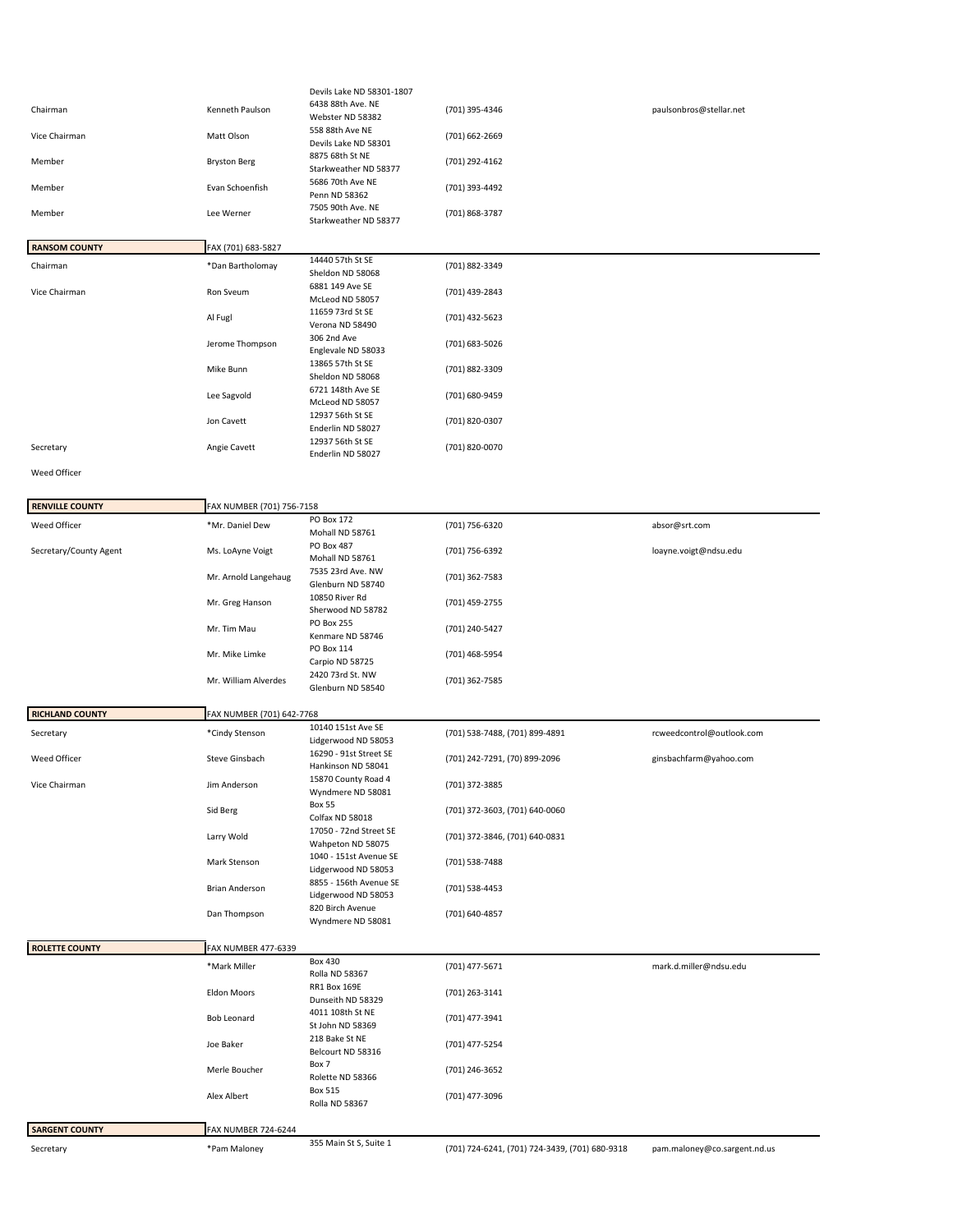| | | | | |
|---|---|---|---|---|
| | | Devils Lake ND 58301-1807 | | |
| Chairman | Kenneth Paulson | 6438 88th Ave. NE<br>Webster ND 58382 | (701) 395-4346 | paulsonbros@stellar.net |
| Vice Chairman | Matt Olson | 558 88th Ave NE<br>Devils Lake ND 58301 | (701) 662-2669 | |
| Member | Bryston Berg | 8875 68th St NE<br>Starkweather ND 58377 | (701) 292-4162 | |
| Member | Evan Schoenfish | 5686 70th Ave NE<br>Penn ND 58362 | (701) 393-4492 | |
| Member | Lee Werner | 7505 90th Ave. NE<br>Starkweather ND 58377 | (701) 868-3787 | |

| RANSOM COUNTY | FAX (701) 683-5827 | | | |
|---|---|---|---|---|
| Chairman | *Dan Bartholomay | 14440 57th St SE<br>Sheldon ND 58068 | (701) 882-3349 | |
| Vice Chairman | Ron Sveum | 6881 149 Ave SE<br>McLeod ND 58057 | (701) 439-2843 | |
| | Al Fugl | 11659 73rd St SE<br>Verona ND 58490 | (701) 432-5623 | |
| | Jerome Thompson | 306 2nd Ave<br>Englevale ND 58033 | (701) 683-5026 | |
| | Mike Bunn | 13865 57th St SE<br>Sheldon ND 58068 | (701) 882-3309 | |
| | Lee Sagvold | 6721 148th Ave SE<br>McLeod ND 58057 | (701) 680-9459 | |
| | Jon Cavett | 12937 56th St SE<br>Enderlin ND 58027 | (701) 820-0307 | |
| Secretary | Angie Cavett | 12937 56th St SE<br>Enderlin ND 58027 | (701) 820-0070 | |
| Weed Officer | | | | |

| RENVILLE COUNTY | FAX NUMBER (701) 756-7158 | | | |
|---|---|---|---|---|
| Weed Officer | *Mr. Daniel Dew | PO Box 172<br>Mohall ND 58761 | (701) 756-6320 | absor@srt.com |
| Secretary/County Agent | Ms. LoAyne Voigt | PO Box 487<br>Mohall ND 58761 | (701) 756-6392 | loayne.voigt@ndsu.edu |
| | Mr. Arnold Langehaug | 7535 23rd Ave. NW<br>Glenburn ND 58740 | (701) 362-7583 | |
| | Mr. Greg Hanson | 10850 River Rd<br>Sherwood ND 58782 | (701) 459-2755 | |
| | Mr. Tim Mau | PO Box 255<br>Kenmare ND 58746 | (701) 240-5427 | |
| | Mr. Mike Limke | PO Box 114<br>Carpio ND 58725 | (701) 468-5954 | |
| | Mr. William Alverdes | 2420 73rd St. NW<br>Glenburn ND 58540 | (701) 362-7585 | |

| RICHLAND COUNTY | FAX NUMBER (701) 642-7768 | | | |
|---|---|---|---|---|
| Secretary | *Cindy Stenson | 10140 151st Ave SE<br>Lidgerwood ND 58053 | (701) 538-7488, (701) 899-4891 | rcweedcontrol@outlook.com |
| Weed Officer | Steve Ginsbach | 16290 - 91st Street SE<br>Hankinson ND 58041 | (701) 242-7291, (70) 899-2096 | ginsbachfarm@yahoo.com |
| Vice Chairman | Jim Anderson | 15870 County Road 4<br>Wyndmere ND 58081 | (701) 372-3885 | |
| | Sid Berg | Box 55<br>Colfax ND 58018 | (701) 372-3603, (701) 640-0060 | |
| | Larry Wold | 17050 - 72nd Street SE<br>Wahpeton ND 58075 | (701) 372-3846, (701) 640-0831 | |
| | Mark Stenson | 1040 - 151st Avenue SE<br>Lidgerwood ND 58053 | (701) 538-7488 | |
| | Brian Anderson | 8855 - 156th Avenue SE<br>Lidgerwood ND 58053 | (701) 538-4453 | |
| | Dan Thompson | 820 Birch Avenue<br>Wyndmere ND 58081 | (701) 640-4857 | |

| ROLETTE COUNTY | FAX NUMBER 477-6339 | | | |
|---|---|---|---|---|
| | *Mark Miller | Box 430<br>Rolla ND 58367 | (701) 477-5671 | mark.d.miller@ndsu.edu |
| | Eldon Moors | RR1 Box 169E<br>Dunseith ND 58329 | (701) 263-3141 | |
| | Bob Leonard | 4011 108th St NE<br>St John ND 58369 | (701) 477-3941 | |
| | Joe Baker | 218 Bake St NE<br>Belcourt ND 58316 | (701) 477-5254 | |
| | Merle Boucher | Box 7<br>Rolette ND 58366 | (701) 246-3652 | |
| | Alex Albert | Box 515<br>Rolla ND 58367 | (701) 477-3096 | |

| SARGENT COUNTY | FAX NUMBER 724-6244 | | | |
|---|---|---|---|---|
| Secretary | *Pam Maloney | 355 Main St S, Suite 1 | (701) 724-6241, (701) 724-3439, (701) 680-9318 | pam.maloney@co.sargent.nd.us |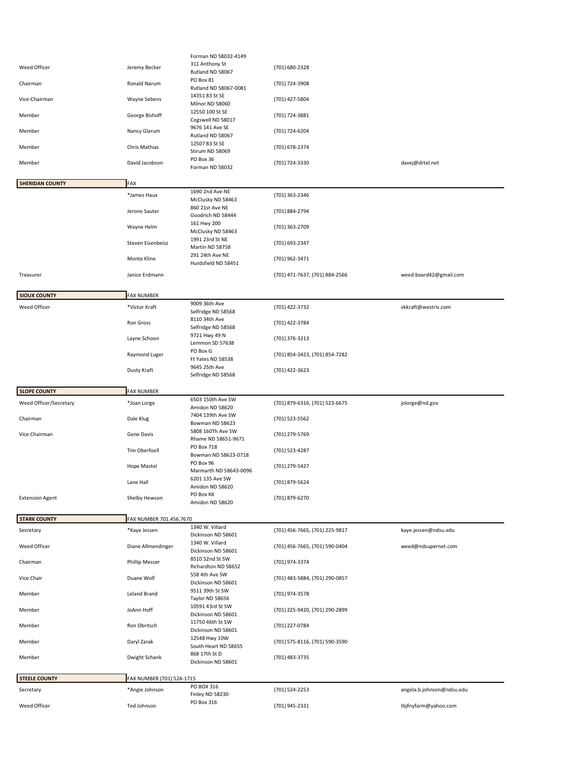| | | | | |
|---|---|---|---|---|
| | | Forman ND 58032-4149 | | |
| Weed Officer | Jeremy Becker | 311 Anthony St<br>Rutland ND 58067 | (701) 680-2328 | |
| Chairman | Ronald Narum | PO Box 81<br>Rutland ND 58067-0081 | (701) 724-3908 | |
| Vice-Chairman | Wayne Sebens | 14351 83 St SE<br>Milnor ND 58060 | (701) 427-5804 | |
| Member | George Bishoff | 12550 100 St SE<br>Cogswell ND 58017 | (701) 724-3881 | |
| Member | Nancy Glarum | 9676 141 Ave SE<br>Rutland ND 58067 | (701) 724-6204 | |
| Member | Chris Mathias | 12507 83 St SE<br>Stirum ND 58069 | (701) 678-2374 | |
| Member | David Jacobson | PO Box 36<br>Forman ND 58032 | (701) 724-3330 | davej@drtel.net |

| **SHERIDAN COUNTY** | FAX | | | |
|---|---|---|---|---|
| | *James Haux | 1690 2nd Ave NE<br>McClusky ND 58463 | (701) 363-2346 | |
| | Jerone Sauter | 860 21st Ave NE<br>Goodrich ND 58444 | (701) 884-2794 | |
| | Wayne Helm | 161 Hwy 200<br>McClusky ND 58463 | (701) 363-2709 | |
| | Steven Eisenbeisz | 1991 23rd St NE<br>Martin ND 58758 | (701) 693-2347 | |
| | Monte Kline | 291 24th Ave NE<br>Hurdsfield ND 58451 | (701) 962-3471 | |
| Treasurer | Janice Erdmann | | (701) 471-7637, (701) 884-2566 | weed.board42@gmail.com |

| **SIOUX COUNTY** | FAX NUMBER | | | |
|---|---|---|---|---|
| Weed Officer | *Victor Kraft | 9009 36th Ave<br>Selfridge ND 58568 | (701) 422-3732 | vkkraft@westriv.com |
| | Ron Gross | 8110 34th Ave<br>Selfridge ND 58568 | (701) 422-3784 | |
| | Layne Schoon | 9721 Hwy 49 N<br>Lemmon SD 57638 | (701) 376-3213 | |
| | Raymond Luger | PO Box G<br>Ft Yates ND 58538 | (701) 854-3423, (701) 854-7282 | |
| | Dusty Kraft | 9645 25th Ave<br>Selfridge ND 58568 | (701) 422-3623 | |

| **SLOPE COUNTY** | FAX NUMBER | | | |
|---|---|---|---|---|
| Weed Officer/Secretary | *Joan Lorge | 6503 150th Ave SW<br>Amidon ND 58620 | (701) 879-6316, (701) 523-6675 | jolorge@nd.gov |
| Chairman | Dale Klug | 7404 139th Ave SW<br>Bowman ND 58623 | (701) 523-5562 | |
| Vice Chairman | Gene Davis | 5808 160Th Ave SW<br>Rhame ND 58651-9671 | (701) 279-5769 | |
| | Tim Oberfoell | PO Box 718<br>Bowman ND 58623-0718 | (701) 523-4287 | |
| | Hope Mastel | PO Box 96<br>Marmarth ND 58643-0096 | (701) 279-5427 | |
| | Lane Hall | 6201 135 Ave SW<br>Amidon ND 58620 | (701) 879-5624 | |
| Extension Agent | Shelby Hewson | PO Box KK<br>Amidon ND 58620 | (701) 879-6270 | |

| **STARK COUNTY** | FAX NUMBER 701.456.7670 | | | |
|---|---|---|---|---|
| Secretary | *Kaye Jessen | 1340 W. Villard<br>Dickinson ND 58601 | (701) 456-7665, (701) 225-9817 | kaye.jessen@ndsu.edu |
| Weed Officer | Diane Allmendinger | 1340 W. Villard<br>Dickinson ND 58601 | (701) 456-7665, (701) 590-0404 | weed@ndsupernet.com |
| Chairman | Phillip Messer | 8510 52nd St SW<br>Richardton ND 58652 | (701) 974-3374 | |
| Vice Chair | Duane Wolf | 558 4th Ave SW<br>Dickinson ND 58601 | (701) 483-5884, (701) 290-0857 | |
| Member | Leland Brand | 9511 39th St SW<br>Taylor ND 58656 | (701) 974-3578 | |
| Member | JoAnn Hoff | 10591 43rd St SW<br>Dickinson ND 58601 | (701) 225-9420, (701) 290-2899 | |
| Member | Ron Obritsch | 11750 46th St SW<br>Dickinson ND 58601 | (701) 227-0784 | |
| Member | Daryl Zarak | 12548 Hwy 10W<br>South Heart ND 58655 | (701) 575-8116, (701) 590-3590 | |
| Member | Dwight Schank | 868 17th St D<br>Dickinson ND 58601 | (701) 483-3735 | |

| **STEELE COUNTY** | FAX NUMBER (701) 524-1715 | | | |
|---|---|---|---|---|
| Secretary | *Angie Johnson | PO BOX 316<br>Finley ND 58230 | (701) 524-2253 | angela.b.johnson@ndsu.edu |
| Weed Officer | Ted Johnson | PO Box 316 | (701) 945-2331 | tbjfnyfarm@yahoo.com |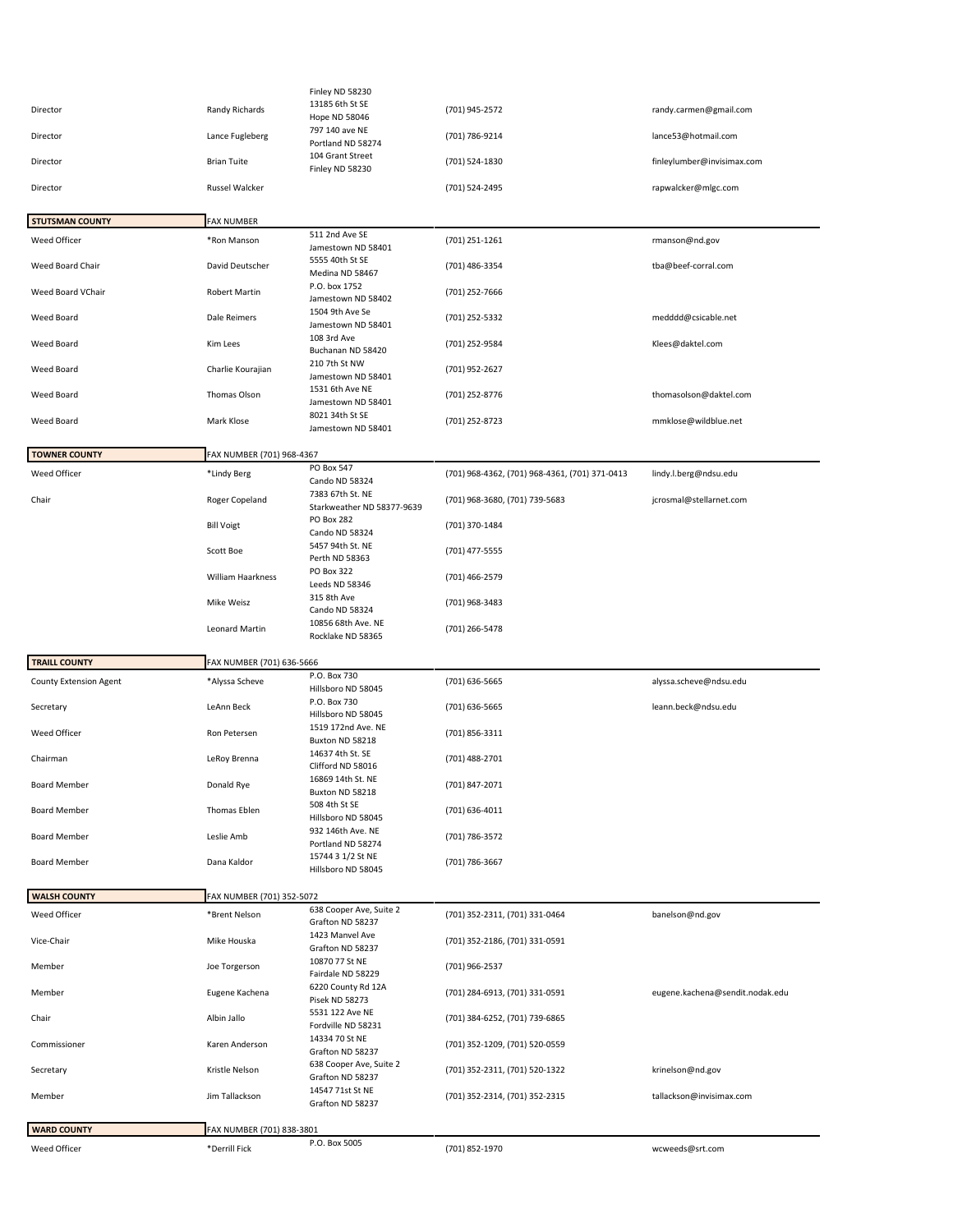| | | | | |
|---|---|---|---|---|
| | | Finley ND 58230 | | |
| Director | Randy Richards | 13185 6th St SE<br>Hope ND 58046 | (701) 945-2572 | randy.carmen@gmail.com |
| Director | Lance Fugleberg | 797 140 ave NE<br>Portland ND 58274 | (701) 786-9214 | lance53@hotmail.com |
| Director | Brian Tuite | 104 Grant Street<br>Finley ND 58230 | (701) 524-1830 | finleylumber@invisimax.com |
| Director | Russel Walcker | | (701) 524-2495 | rapwalcker@mlgc.com |

| **STUTSMAN COUNTY** | FAX NUMBER | | | |
|---|---|---|---|---|
| Weed Officer | *Ron Manson | 511 2nd Ave SE<br>Jamestown ND 58401 | (701) 251-1261 | rmanson@nd.gov |
| Weed Board Chair | David Deutscher | 5555 40th St SE<br>Medina ND 58467 | (701) 486-3354 | tba@beef-corral.com |
| Weed Board VChair | Robert Martin | P.O. box 1752<br>Jamestown ND 58402 | (701) 252-7666 | |
| Weed Board | Dale Reimers | 1504 9th Ave Se<br>Jamestown ND 58401 | (701) 252-5332 | medddd@csicable.net |
| Weed Board | Kim Lees | 108 3rd Ave<br>Buchanan ND 58420 | (701) 252-9584 | Klees@daktel.com |
| Weed Board | Charlie Kourajian | 210 7th St NW<br>Jamestown ND 58401 | (701) 952-2627 | |
| Weed Board | Thomas Olson | 1531 6th Ave NE<br>Jamestown ND 58401 | (701) 252-8776 | thomasolson@daktel.com |
| Weed Board | Mark Klose | 8021 34th St SE<br>Jamestown ND 58401 | (701) 252-8723 | mmklose@wildblue.net |

| **TOWNER COUNTY** | FAX NUMBER (701) 968-4367 | | | |
|---|---|---|---|---|
| Weed Officer | *Lindy Berg | PO Box 547<br>Cando ND 58324 | (701) 968-4362, (701) 968-4361, (701) 371-0413 | lindy.l.berg@ndsu.edu |
| Chair | Roger Copeland | 7383 67th St. NE<br>Starkweather ND 58377-9639 | (701) 968-3680, (701) 739-5683 | jcrosmal@stellarnet.com |
| | Bill Voigt | PO Box 282<br>Cando ND 58324 | (701) 370-1484 | |
| | Scott Boe | 5457 94th St. NE<br>Perth ND 58363 | (701) 477-5555 | |
| | William Haarkness | PO Box 322<br>Leeds ND 58346 | (701) 466-2579 | |
| | Mike Weisz | 315 8th Ave<br>Cando ND 58324 | (701) 968-3483 | |
| | Leonard Martin | 10856 68th Ave. NE<br>Rocklake ND 58365 | (701) 266-5478 | |

| **TRAILL COUNTY** | FAX NUMBER (701) 636-5666 | | | |
|---|---|---|---|---|
| County Extension Agent | *Alyssa Scheve | P.O. Box 730<br>Hillsboro ND 58045 | (701) 636-5665 | alyssa.scheve@ndsu.edu |
| Secretary | LeAnn Beck | P.O. Box 730<br>Hillsboro ND 58045 | (701) 636-5665 | leann.beck@ndsu.edu |
| Weed Officer | Ron Petersen | 1519 172nd Ave. NE<br>Buxton ND 58218 | (701) 856-3311 | |
| Chairman | LeRoy Brenna | 14637 4th St. SE<br>Clifford ND 58016 | (701) 488-2701 | |
| Board Member | Donald Rye | 16869 14th St. NE<br>Buxton ND 58218 | (701) 847-2071 | |
| Board Member | Thomas Eblen | 508 4th St SE<br>Hillsboro ND 58045 | (701) 636-4011 | |
| Board Member | Leslie Amb | 932 146th Ave. NE<br>Portland ND 58274 | (701) 786-3572 | |
| Board Member | Dana Kaldor | 15744 3 1/2 St NE<br>Hillsboro ND 58045 | (701) 786-3667 | |

| **WALSH COUNTY** | FAX NUMBER (701) 352-5072 | | | |
|---|---|---|---|---|
| Weed Officer | *Brent Nelson | 638 Cooper Ave, Suite 2<br>Grafton ND 58237 | (701) 352-2311, (701) 331-0464 | banelson@nd.gov |
| Vice-Chair | Mike Houska | 1423 Manvel Ave<br>Grafton ND 58237 | (701) 352-2186, (701) 331-0591 | |
| Member | Joe Torgerson | 10870 77 St NE<br>Fairdale ND 58229 | (701) 966-2537 | |
| Member | Eugene Kachena | 6220 County Rd 12A<br>Pisek ND 58273 | (701) 284-6913, (701) 331-0591 | eugene.kachena@sendit.nodak.edu |
| Chair | Albin Jallo | 5531 122 Ave NE<br>Fordville ND 58231 | (701) 384-6252, (701) 739-6865 | |
| Commissioner | Karen Anderson | 14334 70 St NE<br>Grafton ND 58237 | (701) 352-1209, (701) 520-0559 | |
| Secretary | Kristle Nelson | 638 Cooper Ave, Suite 2<br>Grafton ND 58237 | (701) 352-2311, (701) 520-1322 | krinelson@nd.gov |
| Member | Jim Tallackson | 14547 71st St NE<br>Grafton ND 58237 | (701) 352-2314, (701) 352-2315 | tallackson@invisimax.com |

| **WARD COUNTY** | FAX NUMBER (701) 838-3801 | | | |
|---|---|---|---|---|
| Weed Officer | *Derrill Fick | P.O. Box 5005 | (701) 852-1970 | wcweeds@srt.com |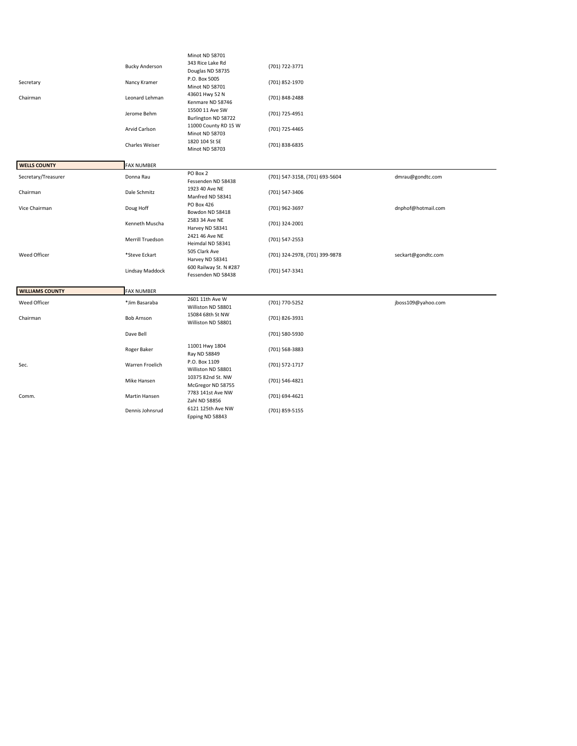| | | | | |
|---|---|---|---|---|
| | | Minot ND 58701 | | |
| | Bucky Anderson | 343 Rice Lake Rd Douglas ND 58735 | (701) 722-3771 | |
| Secretary | Nancy Kramer | P.O. Box 5005 Minot ND 58701 | (701) 852-1970 | |
| Chairman | Leonard Lehman | 43601 Hwy 52 N Kenmare ND 58746 | (701) 848-2488 | |
| | Jerome Behm | 15500 11 Ave SW Burlington ND 58722 | (701) 725-4951 | |
| | Arvid Carlson | 11000 County RD 15 W Minot ND 58703 | (701) 725-4465 | |
| | Charles Weiser | 1820 104 St SE Minot ND 58703 | (701) 838-6835 | |

| WELLS COUNTY | FAX NUMBER | | | |
|---|---|---|---|---|
| Secretary/Treasurer | Donna Rau | PO Box 2 Fessenden ND 58438 | (701) 547-3158, (701) 693-5604 | dmrau@gondtc.com |
| Chairman | Dale Schmitz | 1923 40 Ave NE Manfred ND 58341 | (701) 547-3406 | |
| Vice Chairman | Doug Hoff | PO Box 426 Bowdon ND 58418 | (701) 962-3697 | dnphof@hotmail.com |
| | Kenneth Muscha | 2583 34 Ave NE Harvey ND 58341 | (701) 324-2001 | |
| | Merrill Truedson | 2421 46 Ave NE Heimdal ND 58341 | (701) 547-2553 | |
| Weed Officer | *Steve Eckart | 505 Clark Ave Harvey ND 58341 | (701) 324-2978, (701) 399-9878 | seckart@gondtc.com |
| | Lindsay Maddock | 600 Railway St. N #287 Fessenden ND 58438 | (701) 547-3341 | |

| WILLIAMS COUNTY | FAX NUMBER | | | |
|---|---|---|---|---|
| Weed Officer | *Jim Basaraba | 2601 11th Ave W Williston ND 58801 | (701) 770-5252 | jboss109@yahoo.com |
| Chairman | Bob Arnson | 15084 68th St NW Williston ND 58801 | (701) 826-3931 | |
| | Dave Bell | | (701) 580-5930 | |
| | Roger Baker | 11001 Hwy 1804 Ray ND 58849 | (701) 568-3883 | |
| Sec. | Warren Froelich | P.O. Box 1109 Williston ND 58801 | (701) 572-1717 | |
| | Mike Hansen | 10375 82nd St. NW McGregor ND 58755 | (701) 546-4821 | |
| Comm. | Martin Hansen | 7783 141st Ave NW Zahl ND 58856 | (701) 694-4621 | |
| | Dennis Johnsrud | 6121 125th Ave NW Epping ND 58843 | (701) 859-5155 | |